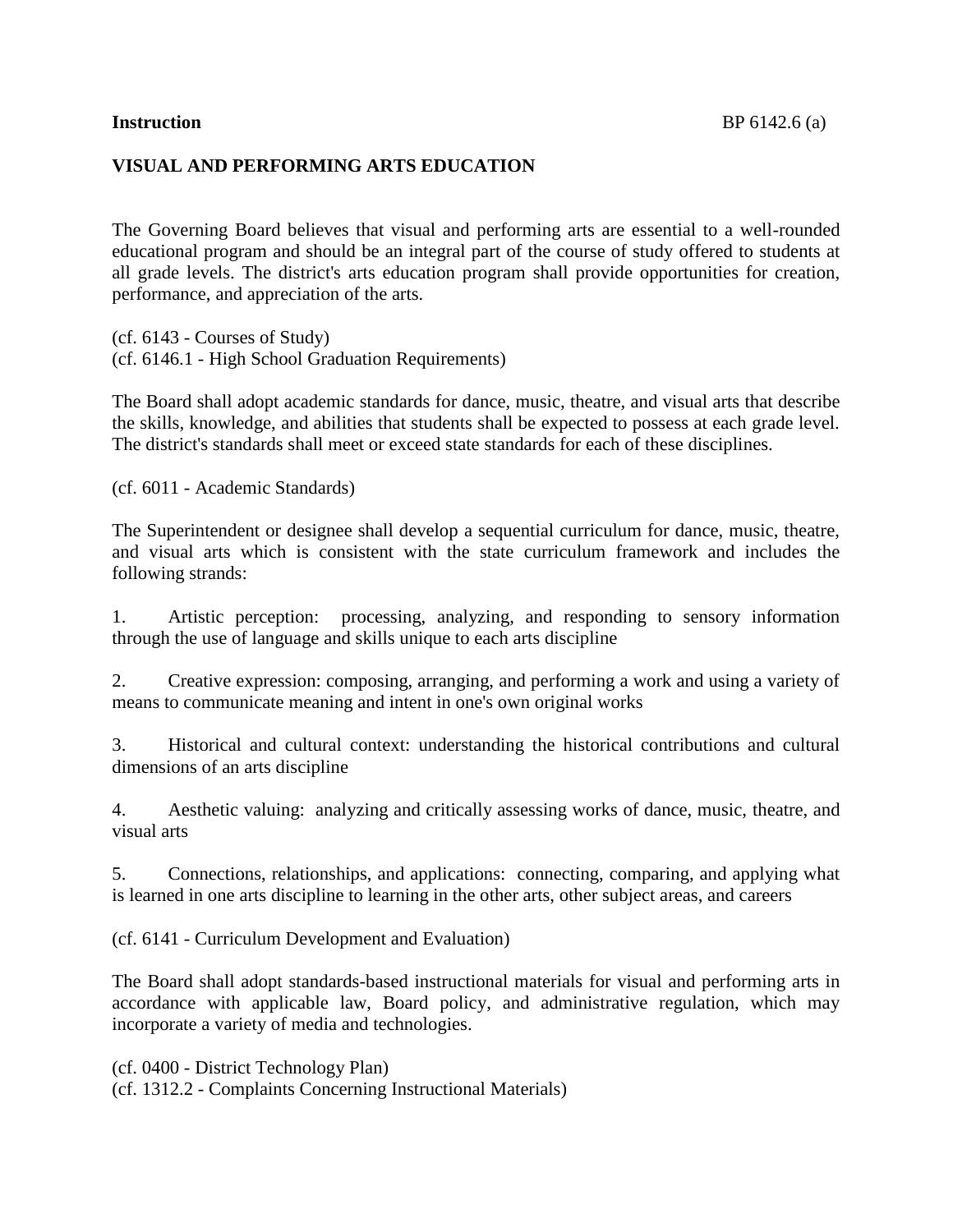**Instruction** BP 6142.6 (a)

## VISUAL AND PERFORMING ARTS EDUCATION

The Governing Board believes that visual and performing arts are essential to a well-rounded educational program and should be an integral part of the course of study offered to students at all grade levels. The district's arts education program shall provide opportunities for creation, performance, and appreciation of the arts.

(cf. 6143 - Courses of Study)
(cf. 6146.1 - High School Graduation Requirements)

The Board shall adopt academic standards for dance, music, theatre, and visual arts that describe the skills, knowledge, and abilities that students shall be expected to possess at each grade level. The district's standards shall meet or exceed state standards for each of these disciplines.

(cf. 6011 - Academic Standards)

The Superintendent or designee shall develop a sequential curriculum for dance, music, theatre, and visual arts which is consistent with the state curriculum framework and includes the following strands:

1. Artistic perception: processing, analyzing, and responding to sensory information through the use of language and skills unique to each arts discipline

2. Creative expression: composing, arranging, and performing a work and using a variety of means to communicate meaning and intent in one's own original works

3. Historical and cultural context: understanding the historical contributions and cultural dimensions of an arts discipline

4. Aesthetic valuing: analyzing and critically assessing works of dance, music, theatre, and visual arts

5. Connections, relationships, and applications: connecting, comparing, and applying what is learned in one arts discipline to learning in the other arts, other subject areas, and careers

(cf. 6141 - Curriculum Development and Evaluation)

The Board shall adopt standards-based instructional materials for visual and performing arts in accordance with applicable law, Board policy, and administrative regulation, which may incorporate a variety of media and technologies.

(cf. 0400 - District Technology Plan)
(cf. 1312.2 - Complaints Concerning Instructional Materials)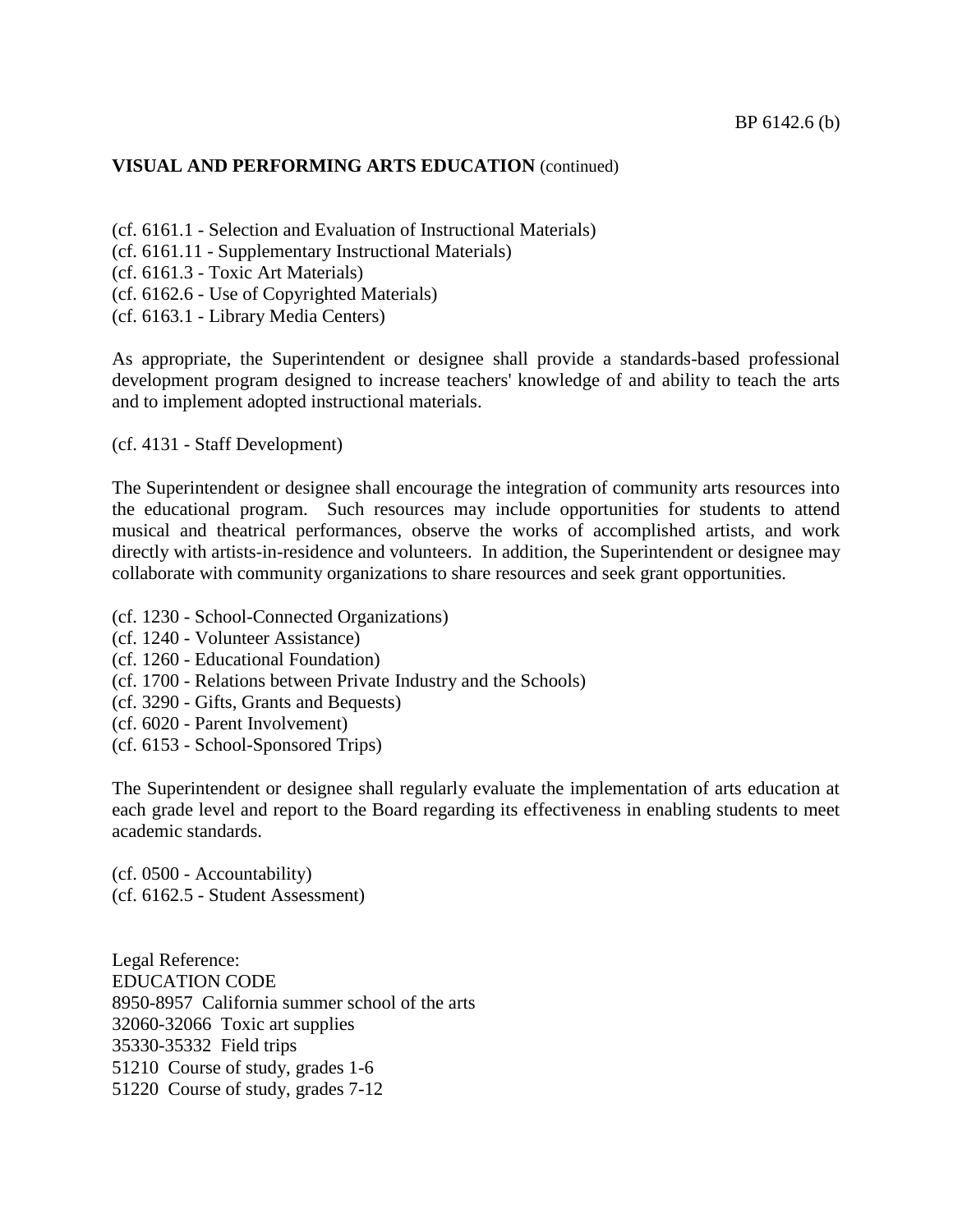**VISUAL AND PERFORMING ARTS EDUCATION** (continued)

(cf. 6161.1 - Selection and Evaluation of Instructional Materials)
(cf. 6161.11 - Supplementary Instructional Materials)
(cf. 6161.3 - Toxic Art Materials)
(cf. 6162.6 - Use of Copyrighted Materials)
(cf. 6163.1 - Library Media Centers)

As appropriate, the Superintendent or designee shall provide a standards-based professional development program designed to increase teachers' knowledge of and ability to teach the arts and to implement adopted instructional materials.

(cf. 4131 - Staff Development)

The Superintendent or designee shall encourage the integration of community arts resources into the educational program. Such resources may include opportunities for students to attend musical and theatrical performances, observe the works of accomplished artists, and work directly with artists-in-residence and volunteers. In addition, the Superintendent or designee may collaborate with community organizations to share resources and seek grant opportunities.

(cf. 1230 - School-Connected Organizations)
(cf. 1240 - Volunteer Assistance)
(cf. 1260 - Educational Foundation)
(cf. 1700 - Relations between Private Industry and the Schools)
(cf. 3290 - Gifts, Grants and Bequests)
(cf. 6020 - Parent Involvement)
(cf. 6153 - School-Sponsored Trips)

The Superintendent or designee shall regularly evaluate the implementation of arts education at each grade level and report to the Board regarding its effectiveness in enabling students to meet academic standards.

(cf. 0500 - Accountability)
(cf. 6162.5 - Student Assessment)

Legal Reference:
EDUCATION CODE
8950-8957 California summer school of the arts
32060-32066 Toxic art supplies
35330-35332 Field trips
51210 Course of study, grades 1-6
51220 Course of study, grades 7-12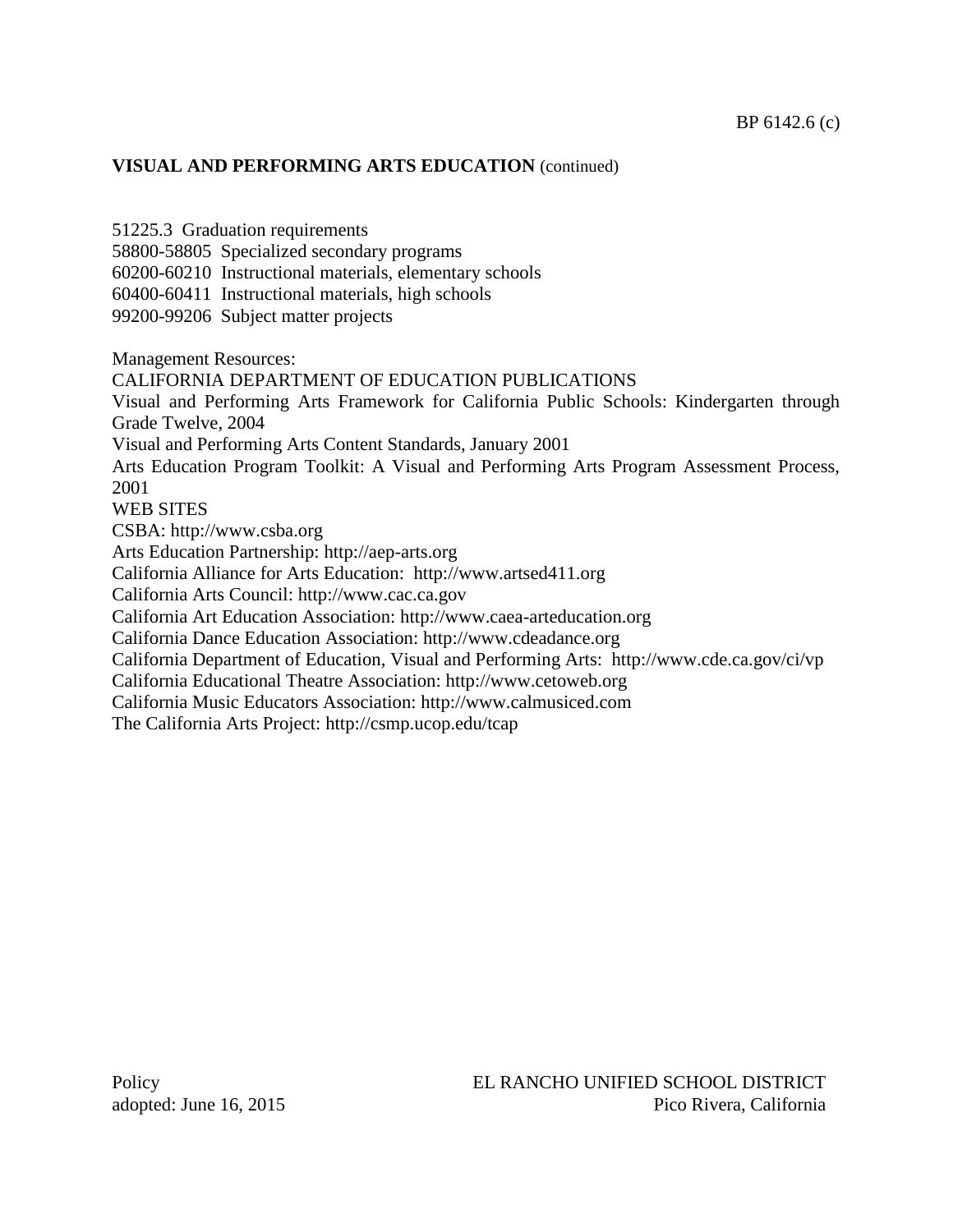**VISUAL AND PERFORMING ARTS EDUCATION** (continued)

51225.3 Graduation requirements
58800-58805 Specialized secondary programs
60200-60210 Instructional materials, elementary schools
60400-60411 Instructional materials, high schools
99200-99206 Subject matter projects

Management Resources:
CALIFORNIA DEPARTMENT OF EDUCATION PUBLICATIONS
Visual and Performing Arts Framework for California Public Schools: Kindergarten through Grade Twelve, 2004
Visual and Performing Arts Content Standards, January 2001
Arts Education Program Toolkit: A Visual and Performing Arts Program Assessment Process, 2001
WEB SITES
CSBA: http://www.csba.org
Arts Education Partnership: http://aep-arts.org
California Alliance for Arts Education: http://www.artsed411.org
California Arts Council: http://www.cac.ca.gov
California Art Education Association: http://www.caea-arteducation.org
California Dance Education Association: http://www.cdeadance.org
California Department of Education, Visual and Performing Arts: http://www.cde.ca.gov/ci/vp
California Educational Theatre Association: http://www.cetoweb.org
California Music Educators Association: http://www.calmusiced.com
The California Arts Project: http://csmp.ucop.edu/tcap

Policy
adopted: June 16, 2015

EL RANCHO UNIFIED SCHOOL DISTRICT
Pico Rivera, California